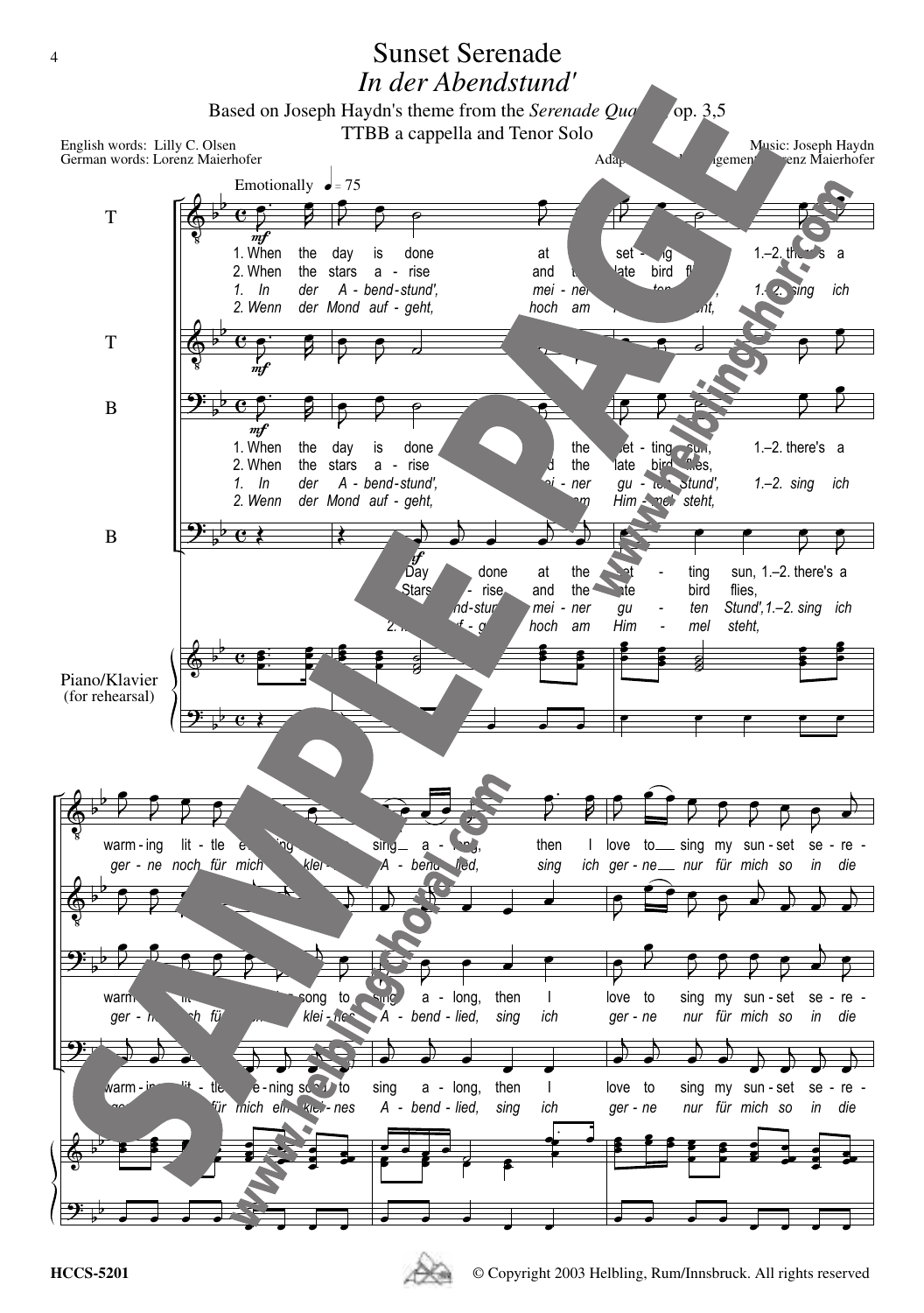# Sunset Serenade

## *In der Abendstund'*

Based on Joseph Haydn's theme from the *Serenade Quartet*, op. 3,5

TTBB a cappella and Tenor Solo

English words: Lilly C. Olsen
German words: Lorenz Maierhofer

Music: Joseph Haydn
Adaptation and Arrangement: Lorenz Maierhofer

Emotionally ♩ = 75

1. When the day is done at the setting sun, 1.–2. there's a warming little evening song to sing along, then I love to sing my sunset serenade
2. When the stars arise and the late bird flies,

*1. In der Abend-stund', meiner guten Stund', 1.–2. sing ich gerne noch für mich ein kleines Abendlied, sing ich gerne nur für mich so in die*
*2. Wenn der Mond aufgeht, hoch am Himmel steht,*

Day is done at the setting sun, 1.–2. there's a warming little evening song to sing along, then I love to sing my sunset sere-
Stars arise and the late bird flies,

Piano/Klavier (for rehearsal)

HCCS-5201

© Copyright 2003 Helbling, Rum/Innsbruck. All rights reserved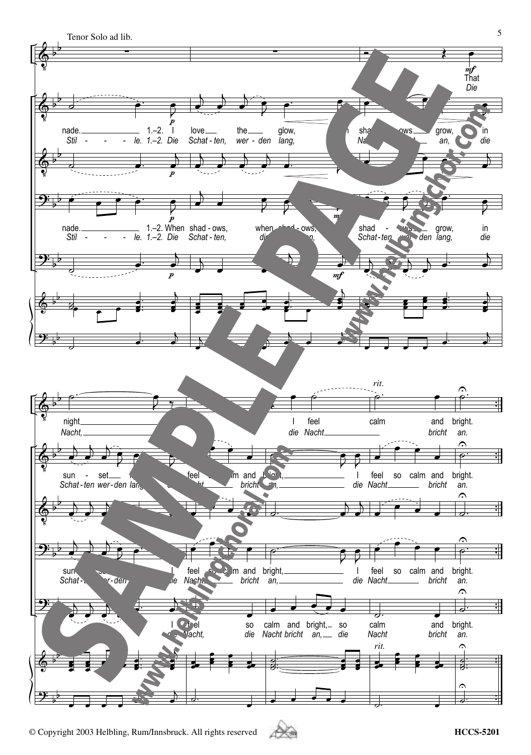Tenor Solo ad lib.

© Copyright 2003 Helbling, Rum/Innsbruck. All rights reserved

HCCS-5201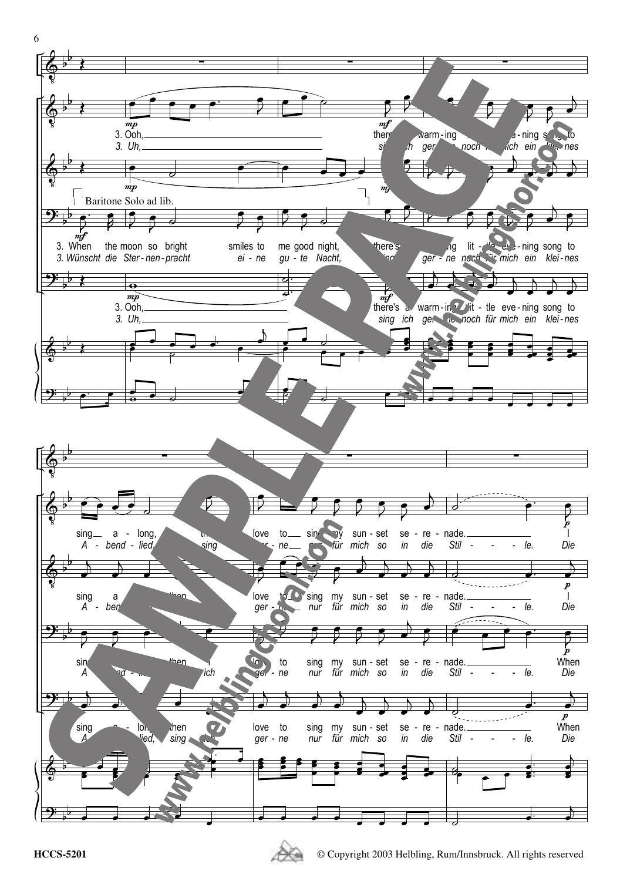Baritone Solo ad lib.

3. When the moon so bright smiles to me good night, there's a warming little evening song to sing along, then I love to sing my sunset serenade.

*3. Wünscht die Sternenpracht eine gute Nacht, sing ich gerne noch für mich ein kleines Abendlied, sing ich gerne nur für mich so in die Stille.*

3. Ooh, there's a warming little evening song to sing along, then I love to sing my sunset serenade. I

*3. Uh, sing ich gerne noch für mich ein kleines Abendlied, sing ich gerne nur für mich so in die Stille. Die*

When

*Die*

HCCS-5201

© Copyright 2003 Helbling, Rum/Innsbruck. All rights reserved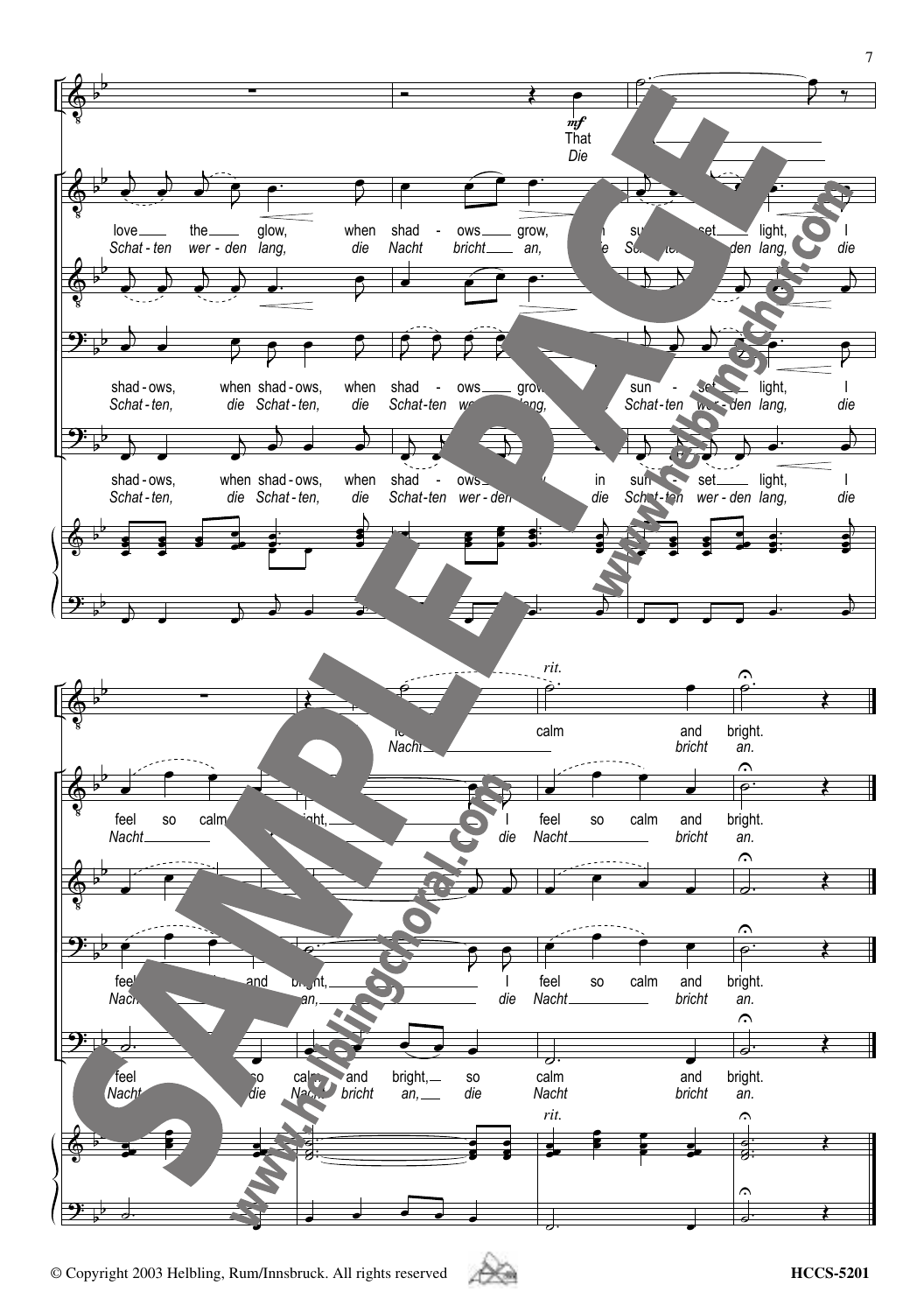© Copyright 2003 Helbling, Rum/Innsbruck. All rights reserved

HCCS-5201